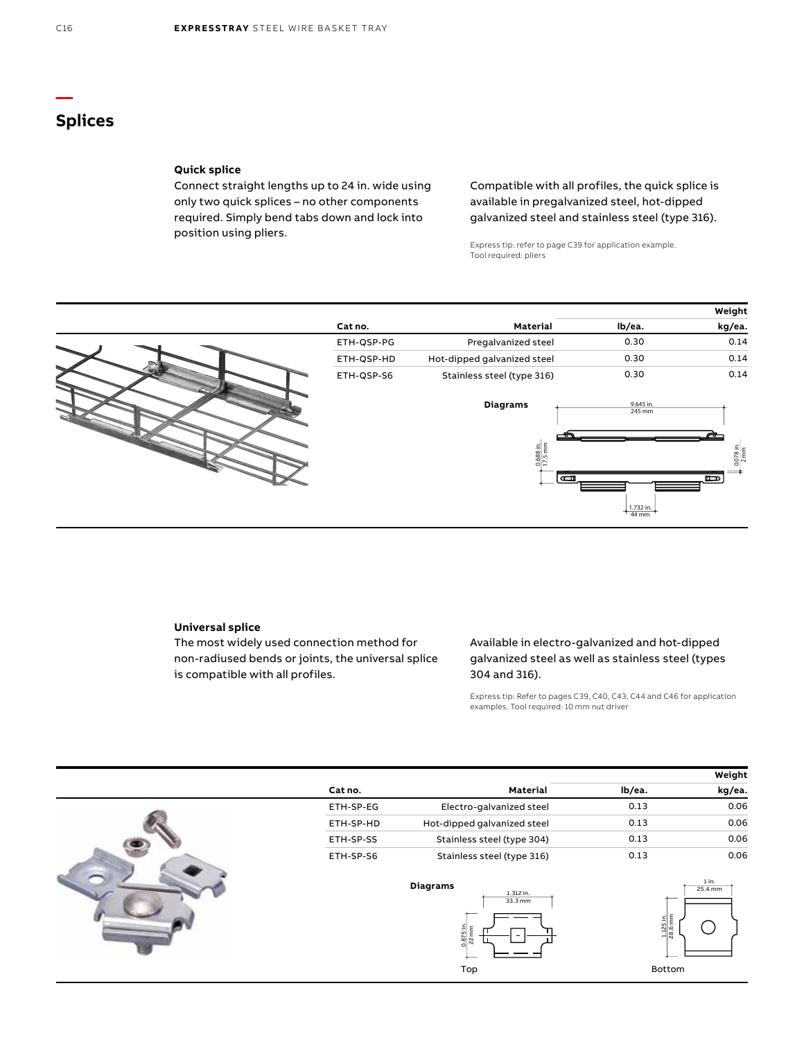## Splices

### Quick splice

Connect straight lengths up to 24 in. wide using only two quick splices – no other components required. Simply bend tabs down and lock into position using pliers.

Compatible with all profiles, the quick splice is available in pregalvanized steel, hot-dipped galvanized steel and stainless steel (type 316).

Express tip: refer to page C39 for application example.
Tool required: pliers

| Cat no. | Material | Weight lb/ea. | Weight kg/ea. |
|---|---|---|---|
| ETH-QSP-PG | Pregalvanized steel | 0.30 | 0.14 |
| ETH-QSP-HD | Hot-dipped galvanized steel | 0.30 | 0.14 |
| ETH-QSP-S6 | Stainless steel (type 316) | 0.30 | 0.14 |

**Diagrams**

9.645 in. 245 mm; 0.688 in. 17.5 mm; 0.078 in. 2 mm; 1.732 in. 44 mm

### Universal splice

The most widely used connection method for non-radiused bends or joints, the universal splice is compatible with all profiles.

Available in electro-galvanized and hot-dipped galvanized steel as well as stainless steel (types 304 and 316).

Express tip: Refer to pages C39, C40, C43, C44 and C46 for application examples. Tool required: 10 mm nut driver

| Cat no. | Material | Weight lb/ea. | Weight kg/ea. |
|---|---|---|---|
| ETH-SP-EG | Electro-galvanized steel | 0.13 | 0.06 |
| ETH-SP-HD | Hot-dipped galvanized steel | 0.13 | 0.06 |
| ETH-SP-SS | Stainless steel (type 304) | 0.13 | 0.06 |
| ETH-SP-S6 | Stainless steel (type 316) | 0.13 | 0.06 |

**Diagrams**

Top: 1.312 in. 33.3 mm; 0.875 in. 22 mm

Bottom: 1 in. 25.4 mm; 1.125 in. 28.6 mm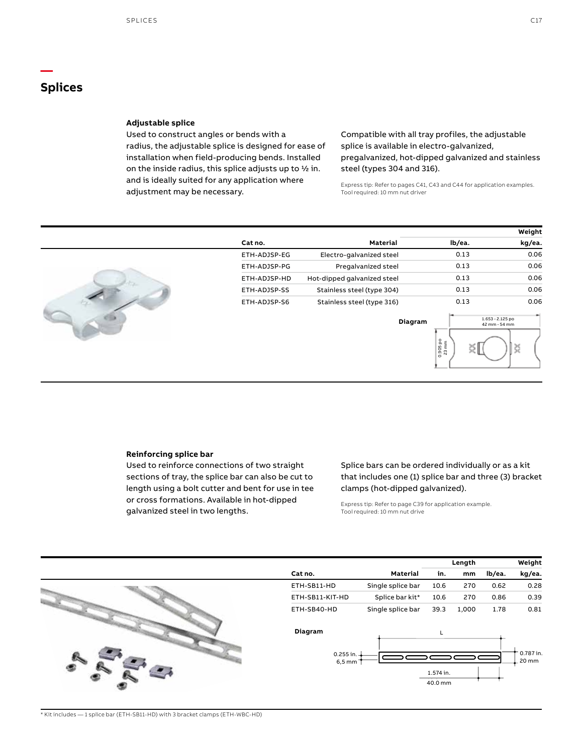## Splices

### Adjustable splice

Used to construct angles or bends with a radius, the adjustable splice is designed for ease of installation when field-producing bends. Installed on the inside radius, this splice adjusts up to ½ in. and is ideally suited for any application where adjustment may be necessary.

Compatible with all tray profiles, the adjustable splice is available in electro-galvanized, pregalvanized, hot-dipped galvanized and stainless steel (types 304 and 316).

Express tip: Refer to pages C41, C43 and C44 for application examples.
Tool required: 10 mm nut driver

| | | Weight | |
|---|---|---|---|
| Cat no. | Material | lb/ea. | kg/ea. |
| ETH-ADJSP-EG | Electro-galvanized steel | 0.13 | 0.06 |
| ETH-ADJSP-PG | Pregalvanized steel | 0.13 | 0.06 |
| ETH-ADJSP-HD | Hot-dipped galvanized steel | 0.13 | 0.06 |
| ETH-ADJSP-SS | Stainless steel (type 304) | 0.13 | 0.06 |
| ETH-ADJSP-S6 | Stainless steel (type 316) | 0.13 | 0.06 |

Diagram

1.653 - 2.125 po
42 mm - 54 mm
0.905 po
23 mm

### Reinforcing splice bar

Used to reinforce connections of two straight sections of tray, the splice bar can also be cut to length using a bolt cutter and bent for use in tee or cross formations. Available in hot-dipped galvanized steel in two lengths.

Splice bars can be ordered individually or as a kit that includes one (1) splice bar and three (3) bracket clamps (hot-dipped galvanized).

Express tip: Refer to page C39 for application example.
Tool required: 10 mm nut drive

| | | Length | | Weight | |
|---|---|---|---|---|---|
| Cat no. | Material | in. | mm | lb/ea. | kg/ea. |
| ETH-SB11-HD | Single splice bar | 10.6 | 270 | 0.62 | 0.28 |
| ETH-SB11-KIT-HD | Splice bar kit* | 10.6 | 270 | 0.86 | 0.39 |
| ETH-SB40-HD | Single splice bar | 39.3 | 1,000 | 1.78 | 0.81 |

Diagram

L
0.255 in.
6,5 mm
0.787 in.
20 mm
1.574 in.
40.0 mm

* Kit includes — 1 splice bar (ETH-SB11-HD) with 3 bracket clamps (ETH-WBC-HD)